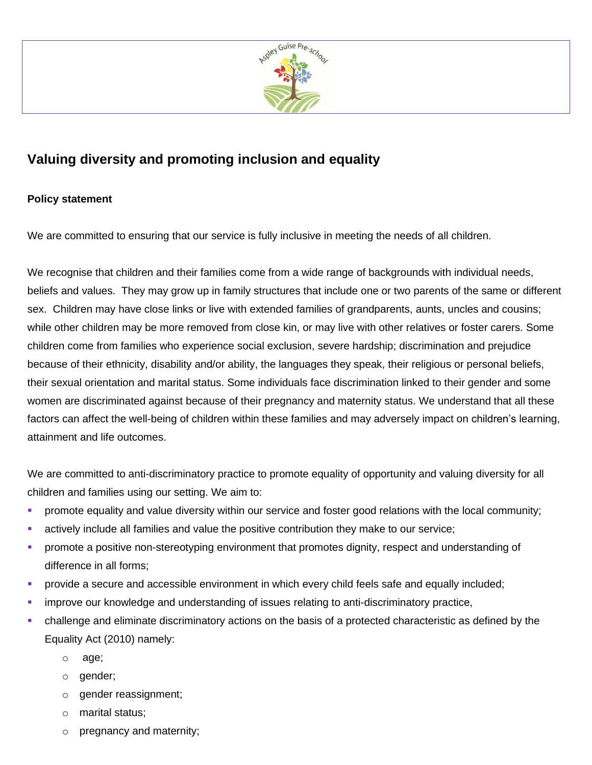# Valuing diversity and promoting inclusion and equality

## Policy statement

We are committed to ensuring that our service is fully inclusive in meeting the needs of all children.

We recognise that children and their families come from a wide range of backgrounds with individual needs, beliefs and values. They may grow up in family structures that include one or two parents of the same or different sex. Children may have close links or live with extended families of grandparents, aunts, uncles and cousins; while other children may be more removed from close kin, or may live with other relatives or foster carers. Some children come from families who experience social exclusion, severe hardship; discrimination and prejudice because of their ethnicity, disability and/or ability, the languages they speak, their religious or personal beliefs, their sexual orientation and marital status. Some individuals face discrimination linked to their gender and some women are discriminated against because of their pregnancy and maternity status. We understand that all these factors can affect the well-being of children within these families and may adversely impact on children's learning, attainment and life outcomes.

We are committed to anti-discriminatory practice to promote equality of opportunity and valuing diversity for all children and families using our setting. We aim to:

- promote equality and value diversity within our service and foster good relations with the local community;
- actively include all families and value the positive contribution they make to our service;
- promote a positive non-stereotyping environment that promotes dignity, respect and understanding of difference in all forms;
- provide a secure and accessible environment in which every child feels safe and equally included;
- improve our knowledge and understanding of issues relating to anti-discriminatory practice,
- challenge and eliminate discriminatory actions on the basis of a protected characteristic as defined by the Equality Act (2010) namely:
  - age;
  - gender;
  - gender reassignment;
  - marital status;
  - pregnancy and maternity;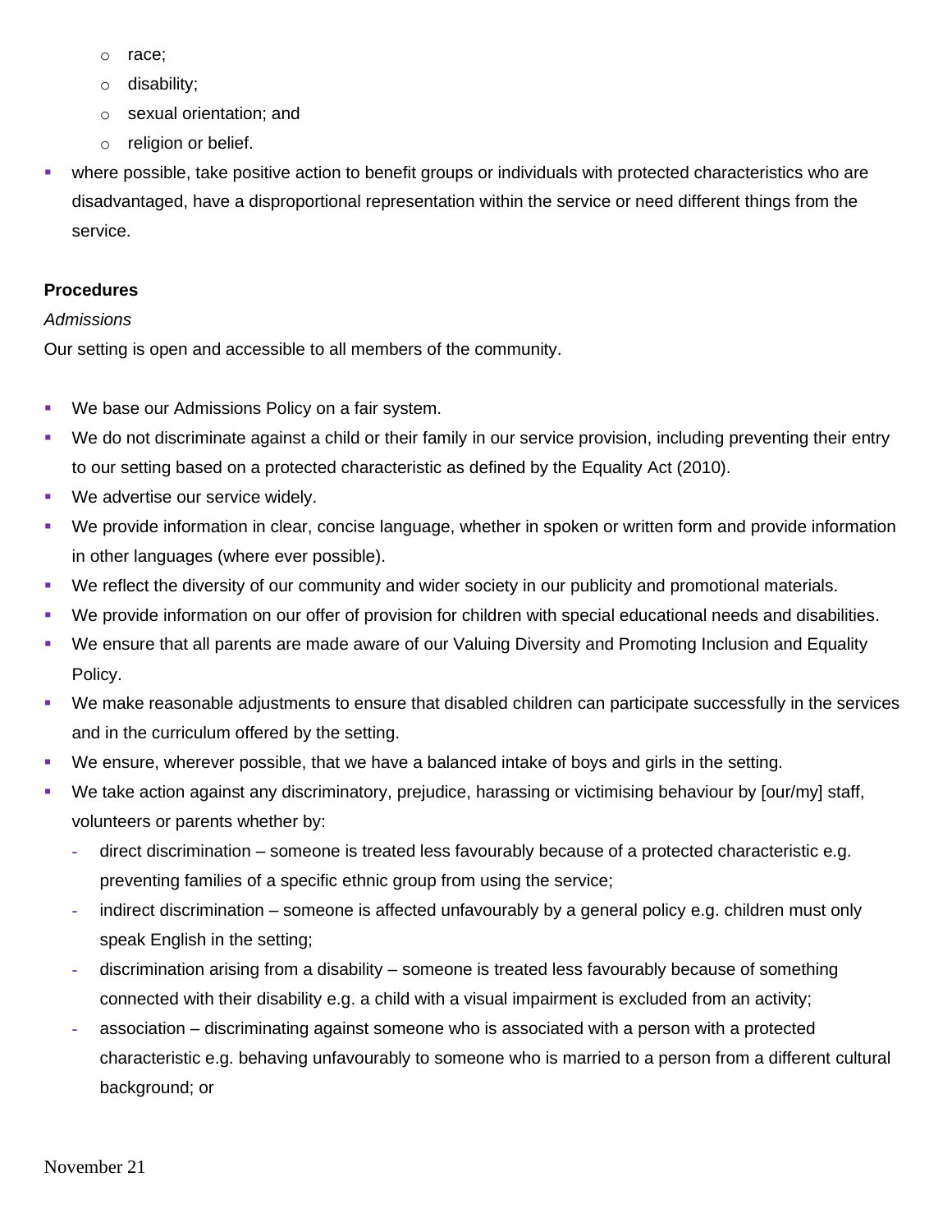- race;
  - disability;
  - sexual orientation; and
  - religion or belief.
- where possible, take positive action to benefit groups or individuals with protected characteristics who are disadvantaged, have a disproportional representation within the service or need different things from the service.

**Procedures**

*Admissions*

Our setting is open and accessible to all members of the community.

- We base our Admissions Policy on a fair system.
- We do not discriminate against a child or their family in our service provision, including preventing their entry to our setting based on a protected characteristic as defined by the Equality Act (2010).
- We advertise our service widely.
- We provide information in clear, concise language, whether in spoken or written form and provide information in other languages (where ever possible).
- We reflect the diversity of our community and wider society in our publicity and promotional materials.
- We provide information on our offer of provision for children with special educational needs and disabilities.
- We ensure that all parents are made aware of our Valuing Diversity and Promoting Inclusion and Equality Policy.
- We make reasonable adjustments to ensure that disabled children can participate successfully in the services and in the curriculum offered by the setting.
- We ensure, wherever possible, that we have a balanced intake of boys and girls in the setting.
- We take action against any discriminatory, prejudice, harassing or victimising behaviour by [our/my] staff, volunteers or parents whether by:
  - direct discrimination – someone is treated less favourably because of a protected characteristic e.g. preventing families of a specific ethnic group from using the service;
  - indirect discrimination – someone is affected unfavourably by a general policy e.g. children must only speak English in the setting;
  - discrimination arising from a disability – someone is treated less favourably because of something connected with their disability e.g. a child with a visual impairment is excluded from an activity;
  - association – discriminating against someone who is associated with a person with a protected characteristic e.g. behaving unfavourably to someone who is married to a person from a different cultural background; or

November 21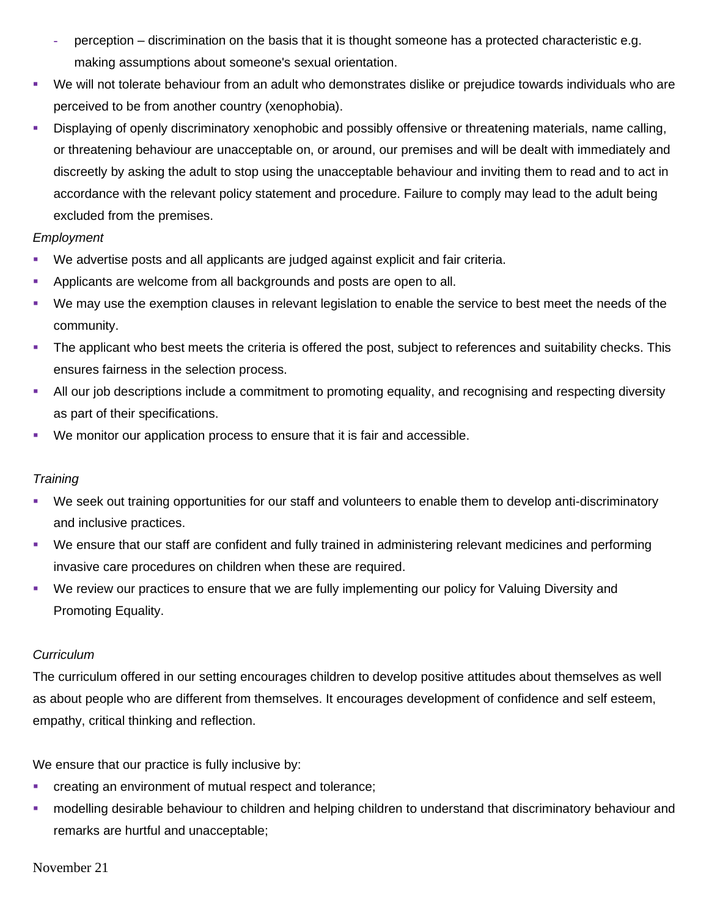- perception – discrimination on the basis that it is thought someone has a protected characteristic e.g. making assumptions about someone's sexual orientation.
- We will not tolerate behaviour from an adult who demonstrates dislike or prejudice towards individuals who are perceived to be from another country (xenophobia).
- Displaying of openly discriminatory xenophobic and possibly offensive or threatening materials, name calling, or threatening behaviour are unacceptable on, or around, our premises and will be dealt with immediately and discreetly by asking the adult to stop using the unacceptable behaviour and inviting them to read and to act in accordance with the relevant policy statement and procedure. Failure to comply may lead to the adult being excluded from the premises.

*Employment*

- We advertise posts and all applicants are judged against explicit and fair criteria.
- Applicants are welcome from all backgrounds and posts are open to all.
- We may use the exemption clauses in relevant legislation to enable the service to best meet the needs of the community.
- The applicant who best meets the criteria is offered the post, subject to references and suitability checks. This ensures fairness in the selection process.
- All our job descriptions include a commitment to promoting equality, and recognising and respecting diversity as part of their specifications.
- We monitor our application process to ensure that it is fair and accessible.

*Training*

- We seek out training opportunities for our staff and volunteers to enable them to develop anti-discriminatory and inclusive practices.
- We ensure that our staff are confident and fully trained in administering relevant medicines and performing invasive care procedures on children when these are required.
- We review our practices to ensure that we are fully implementing our policy for Valuing Diversity and Promoting Equality.

*Curriculum*

The curriculum offered in our setting encourages children to develop positive attitudes about themselves as well as about people who are different from themselves. It encourages development of confidence and self esteem, empathy, critical thinking and reflection.

We ensure that our practice is fully inclusive by:

- creating an environment of mutual respect and tolerance;
- modelling desirable behaviour to children and helping children to understand that discriminatory behaviour and remarks are hurtful and unacceptable;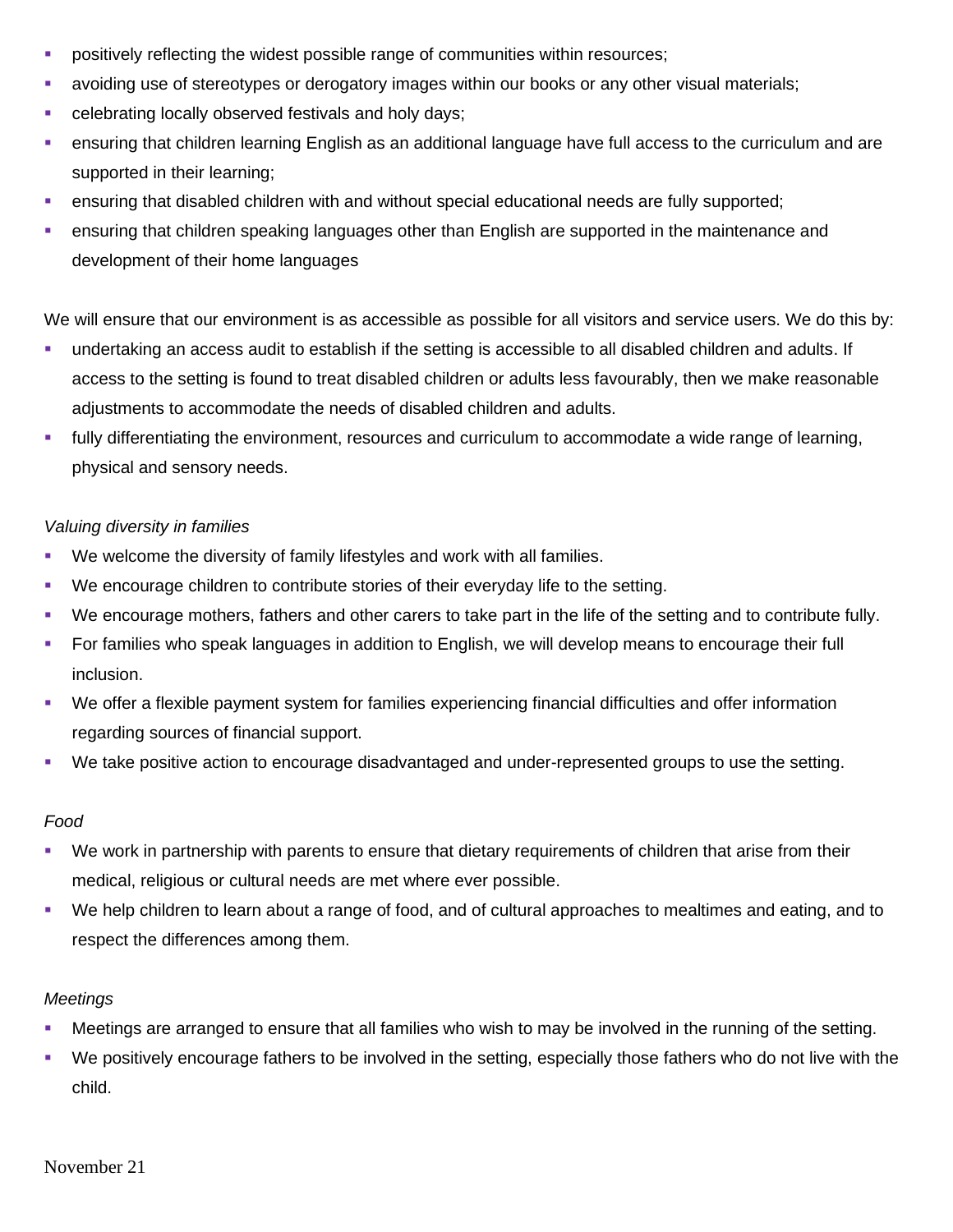- positively reflecting the widest possible range of communities within resources;
- avoiding use of stereotypes or derogatory images within our books or any other visual materials;
- celebrating locally observed festivals and holy days;
- ensuring that children learning English as an additional language have full access to the curriculum and are supported in their learning;
- ensuring that disabled children with and without special educational needs are fully supported;
- ensuring that children speaking languages other than English are supported in the maintenance and development of their home languages

We will ensure that our environment is as accessible as possible for all visitors and service users. We do this by:

- undertaking an access audit to establish if the setting is accessible to all disabled children and adults. If access to the setting is found to treat disabled children or adults less favourably, then we make reasonable adjustments to accommodate the needs of disabled children and adults.
- fully differentiating the environment, resources and curriculum to accommodate a wide range of learning, physical and sensory needs.

*Valuing diversity in families*

- We welcome the diversity of family lifestyles and work with all families.
- We encourage children to contribute stories of their everyday life to the setting.
- We encourage mothers, fathers and other carers to take part in the life of the setting and to contribute fully.
- For families who speak languages in addition to English, we will develop means to encourage their full inclusion.
- We offer a flexible payment system for families experiencing financial difficulties and offer information regarding sources of financial support.
- We take positive action to encourage disadvantaged and under-represented groups to use the setting.

*Food*

- We work in partnership with parents to ensure that dietary requirements of children that arise from their medical, religious or cultural needs are met where ever possible.
- We help children to learn about a range of food, and of cultural approaches to mealtimes and eating, and to respect the differences among them.

*Meetings*

- Meetings are arranged to ensure that all families who wish to may be involved in the running of the setting.
- We positively encourage fathers to be involved in the setting, especially those fathers who do not live with the child.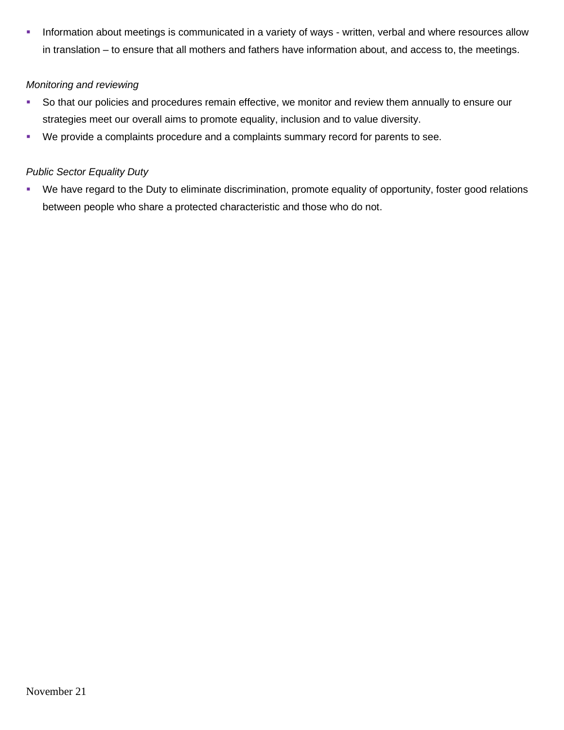- Information about meetings is communicated in a variety of ways - written, verbal and where resources allow in translation – to ensure that all mothers and fathers have information about, and access to, the meetings.

*Monitoring and reviewing*

- So that our policies and procedures remain effective, we monitor and review them annually to ensure our strategies meet our overall aims to promote equality, inclusion and to value diversity.
- We provide a complaints procedure and a complaints summary record for parents to see.

*Public Sector Equality Duty*

- We have regard to the Duty to eliminate discrimination, promote equality of opportunity, foster good relations between people who share a protected characteristic and those who do not.

November 21